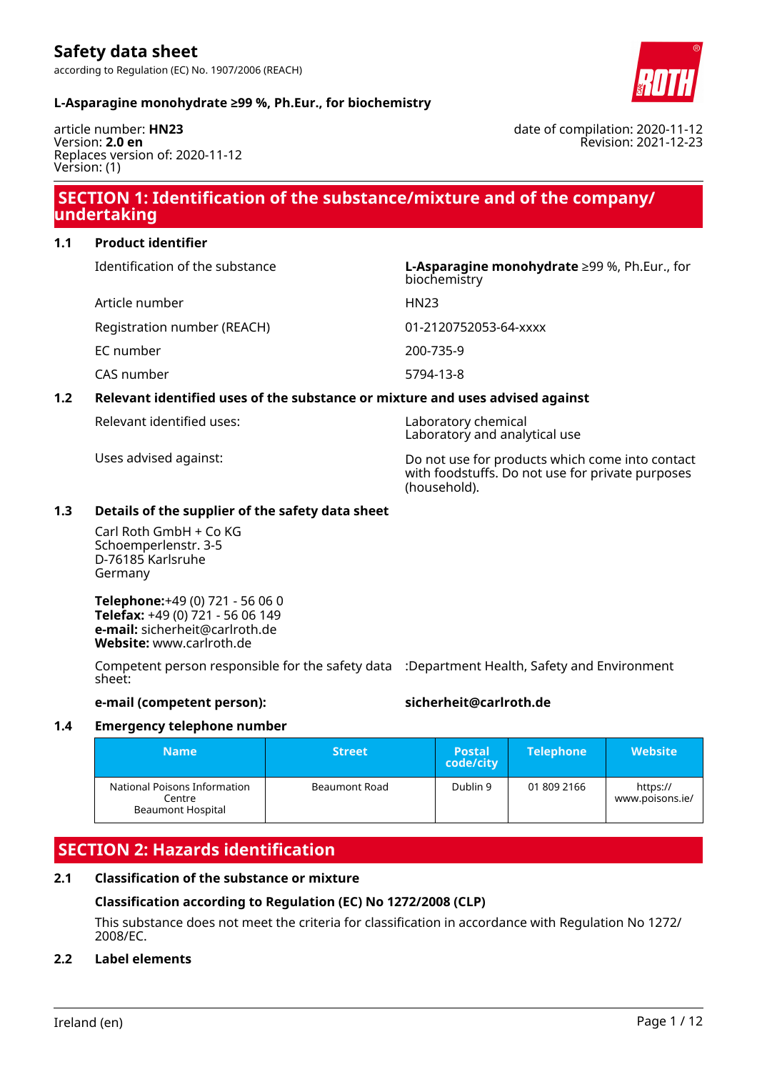# Safety data sheet

according to Regulation (EC) No. 1907/2006 (REACH)

**L-Asparagine monohydrate ≥99 %, Ph.Eur., for biochemistry**

article number: **HN23**
Version: **2.0 en**
Replaces version of: 2020-11-12
Version: (1)

date of compilation: 2020-11-12
Revision: 2021-12-23

## SECTION 1: Identification of the substance/mixture and of the company/ undertaking

### 1.1 Product identifier

| | |
|---|---|
| Identification of the substance | **L-Asparagine monohydrate** ≥99 %, Ph.Eur., for biochemistry |
| Article number | HN23 |
| Registration number (REACH) | 01-2120752053-64-xxxx |
| EC number | 200-735-9 |
| CAS number | 5794-13-8 |

### 1.2 Relevant identified uses of the substance or mixture and uses advised against

| | |
|---|---|
| Relevant identified uses: | Laboratory chemical<br>Laboratory and analytical use |
| Uses advised against: | Do not use for products which come into contact with foodstuffs. Do not use for private purposes (household). |

### 1.3 Details of the supplier of the safety data sheet

Carl Roth GmbH + Co KG
Schoemperlenstr. 3-5
D-76185 Karlsruhe
Germany

**Telephone:**+49 (0) 721 - 56 06 0
**Telefax:** +49 (0) 721 - 56 06 149
**e-mail:** sicherheit@carlroth.de
**Website:** www.carlroth.de

Competent person responsible for the safety data sheet: :Department Health, Safety and Environment

**e-mail (competent person):** **sicherheit@carlroth.de**

### 1.4 Emergency telephone number

| Name | Street | Postal code/city | Telephone | Website |
|---|---|---|---|---|
| National Poisons Information Centre Beaumont Hospital | Beaumont Road | Dublin 9 | 01 809 2166 | https://www.poisons.ie/ |

## SECTION 2: Hazards identification

### 2.1 Classification of the substance or mixture

**Classification according to Regulation (EC) No 1272/2008 (CLP)**

This substance does not meet the criteria for classification in accordance with Regulation No 1272/2008/EC.

### 2.2 Label elements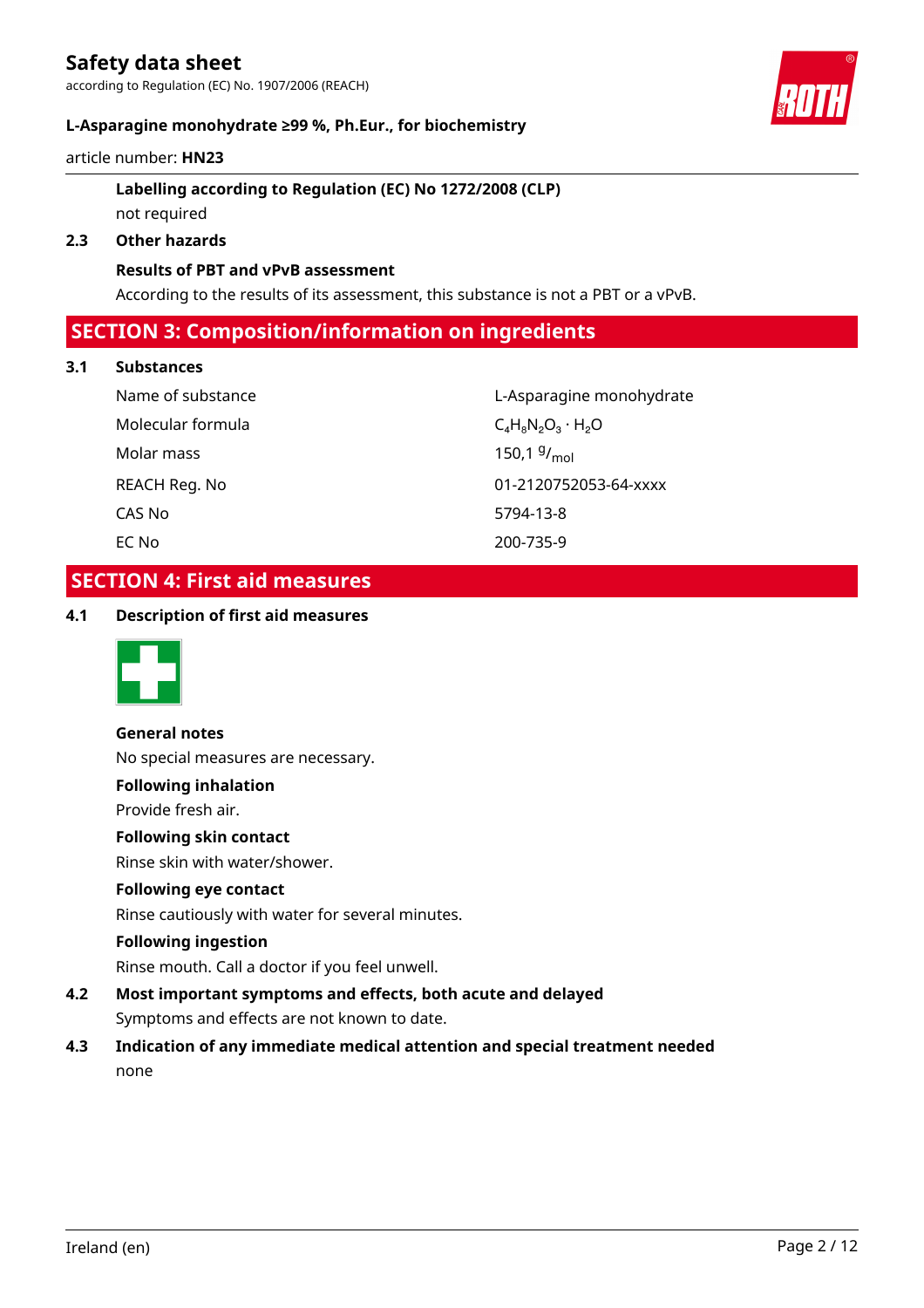**Labelling according to Regulation (EC) No 1272/2008 (CLP)**

not required

**2.3 Other hazards**

**Results of PBT and vPvB assessment**

According to the results of its assessment, this substance is not a PBT or a vPvB.

## SECTION 3: Composition/information on ingredients

**3.1 Substances**

| | |
|---|---|
| Name of substance | L-Asparagine monohydrate |
| Molecular formula | $C_4H_8N_2O_3 \cdot H_2O$ |
| Molar mass | 150,1 $^{g}/_{mol}$ |
| REACH Reg. No | 01-2120752053-64-xxxx |
| CAS No | 5794-13-8 |
| EC No | 200-735-9 |

## SECTION 4: First aid measures

**4.1 Description of first aid measures**

**General notes**

No special measures are necessary.

**Following inhalation**

Provide fresh air.

**Following skin contact**

Rinse skin with water/shower.

**Following eye contact**

Rinse cautiously with water for several minutes.

**Following ingestion**

Rinse mouth. Call a doctor if you feel unwell.

**4.2 Most important symptoms and effects, both acute and delayed**

Symptoms and effects are not known to date.

**4.3 Indication of any immediate medical attention and special treatment needed**

none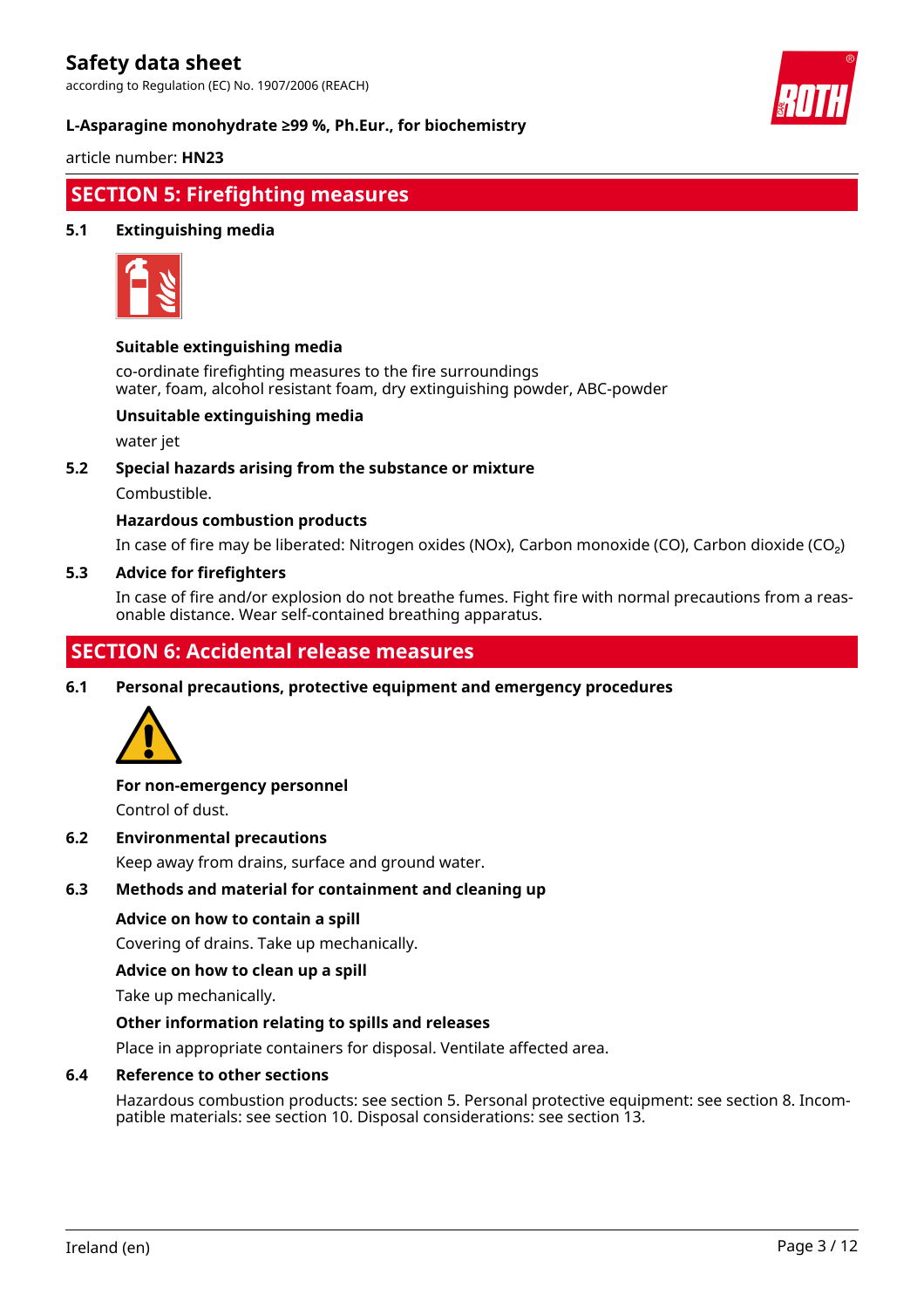## SECTION 5: Firefighting measures

**5.1 Extinguishing media**

**Suitable extinguishing media**

co-ordinate firefighting measures to the fire surroundings
water, foam, alcohol resistant foam, dry extinguishing powder, ABC-powder

**Unsuitable extinguishing media**

water jet

**5.2 Special hazards arising from the substance or mixture**

Combustible.

**Hazardous combustion products**

In case of fire may be liberated: Nitrogen oxides (NOx), Carbon monoxide (CO), Carbon dioxide ($CO_2$)

**5.3 Advice for firefighters**

In case of fire and/or explosion do not breathe fumes. Fight fire with normal precautions from a reasonable distance. Wear self-contained breathing apparatus.

## SECTION 6: Accidental release measures

**6.1 Personal precautions, protective equipment and emergency procedures**

**For non-emergency personnel**

Control of dust.

**6.2 Environmental precautions**

Keep away from drains, surface and ground water.

**6.3 Methods and material for containment and cleaning up**

**Advice on how to contain a spill**

Covering of drains. Take up mechanically.

**Advice on how to clean up a spill**

Take up mechanically.

**Other information relating to spills and releases**

Place in appropriate containers for disposal. Ventilate affected area.

**6.4 Reference to other sections**

Hazardous combustion products: see section 5. Personal protective equipment: see section 8. Incompatible materials: see section 10. Disposal considerations: see section 13.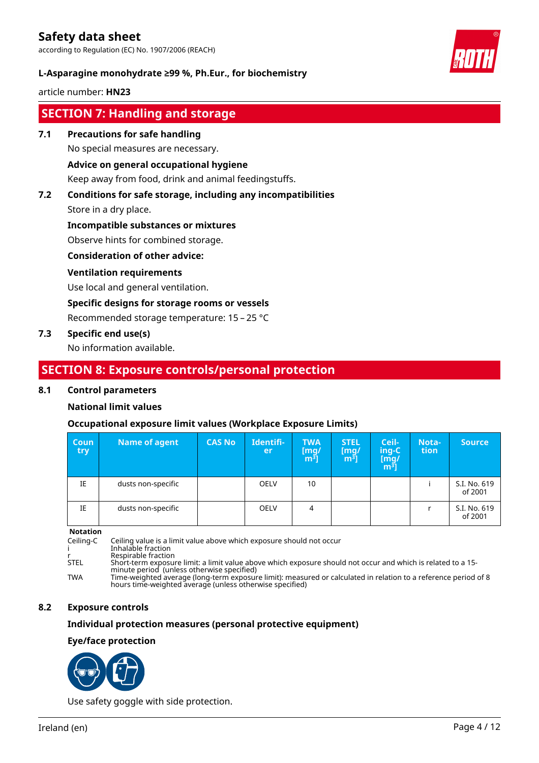## SECTION 7: Handling and storage

**7.1 Precautions for safe handling**

No special measures are necessary.

**Advice on general occupational hygiene**

Keep away from food, drink and animal feedingstuffs.

**7.2 Conditions for safe storage, including any incompatibilities**

Store in a dry place.

**Incompatible substances or mixtures**

Observe hints for combined storage.

**Consideration of other advice:**

**Ventilation requirements**

Use local and general ventilation.

**Specific designs for storage rooms or vessels**

Recommended storage temperature: 15 – 25 °C

**7.3 Specific end use(s)**

No information available.

## SECTION 8: Exposure controls/personal protection

**8.1 Control parameters**

**National limit values**

**Occupational exposure limit values (Workplace Exposure Limits)**

| Country | Name of agent | CAS No | Identifier | TWA [mg/m³] | STEL [mg/m³] | Ceiling-C [mg/m³] | Notation | Source |
|---|---|---|---|---|---|---|---|---|
| IE | dusts non-specific | | OELV | 10 | | | i | S.I. No. 619 of 2001 |
| IE | dusts non-specific | | OELV | 4 | | | r | S.I. No. 619 of 2001 |

**Notation**

Ceiling-C Ceiling value is a limit value above which exposure should not occur
i Inhalable fraction
r Respirable fraction
STEL Short-term exposure limit: a limit value above which exposure should not occur and which is related to a 15-minute period (unless otherwise specified)
TWA Time-weighted average (long-term exposure limit): measured or calculated in relation to a reference period of 8 hours time-weighted average (unless otherwise specified)

**8.2 Exposure controls**

**Individual protection measures (personal protective equipment)**

**Eye/face protection**

Use safety goggle with side protection.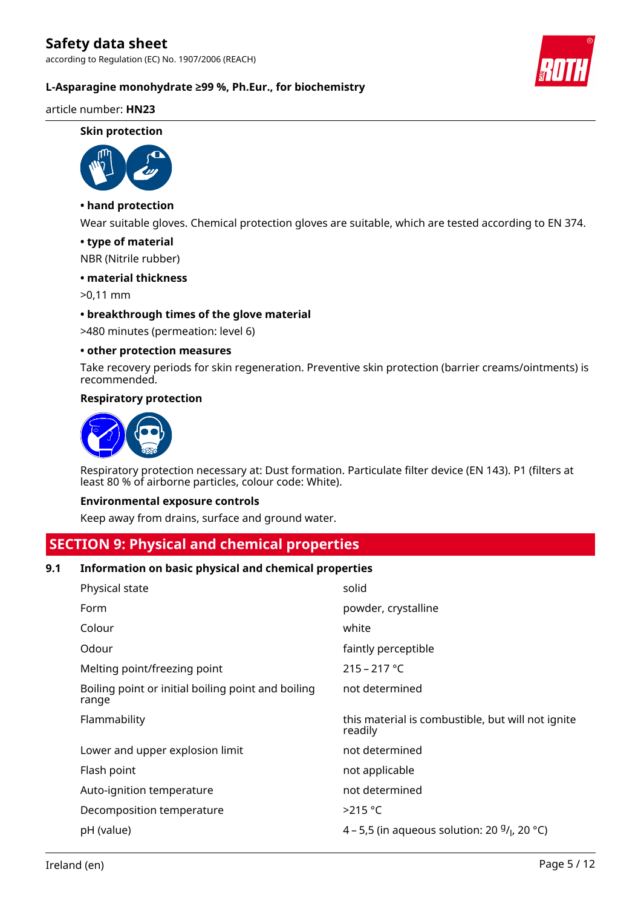**Skin protection**

**• hand protection**

Wear suitable gloves. Chemical protection gloves are suitable, which are tested according to EN 374.

**• type of material**

NBR (Nitrile rubber)

**• material thickness**

>0,11 mm

**• breakthrough times of the glove material**

>480 minutes (permeation: level 6)

**• other protection measures**

Take recovery periods for skin regeneration. Preventive skin protection (barrier creams/ointments) is recommended.

**Respiratory protection**

Respiratory protection necessary at: Dust formation. Particulate filter device (EN 143). P1 (filters at least 80 % of airborne particles, colour code: White).

**Environmental exposure controls**

Keep away from drains, surface and ground water.

## SECTION 9: Physical and chemical properties

### 9.1 Information on basic physical and chemical properties

| | |
|---|---|
| Physical state | solid |
| Form | powder, crystalline |
| Colour | white |
| Odour | faintly perceptible |
| Melting point/freezing point | 215 – 217 °C |
| Boiling point or initial boiling point and boiling range | not determined |
| Flammability | this material is combustible, but will not ignite readily |
| Lower and upper explosion limit | not determined |
| Flash point | not applicable |
| Auto-ignition temperature | not determined |
| Decomposition temperature | >215 °C |
| pH (value) | 4 – 5,5 (in aqueous solution: 20 $^{g}/_{l}$, 20 °C) |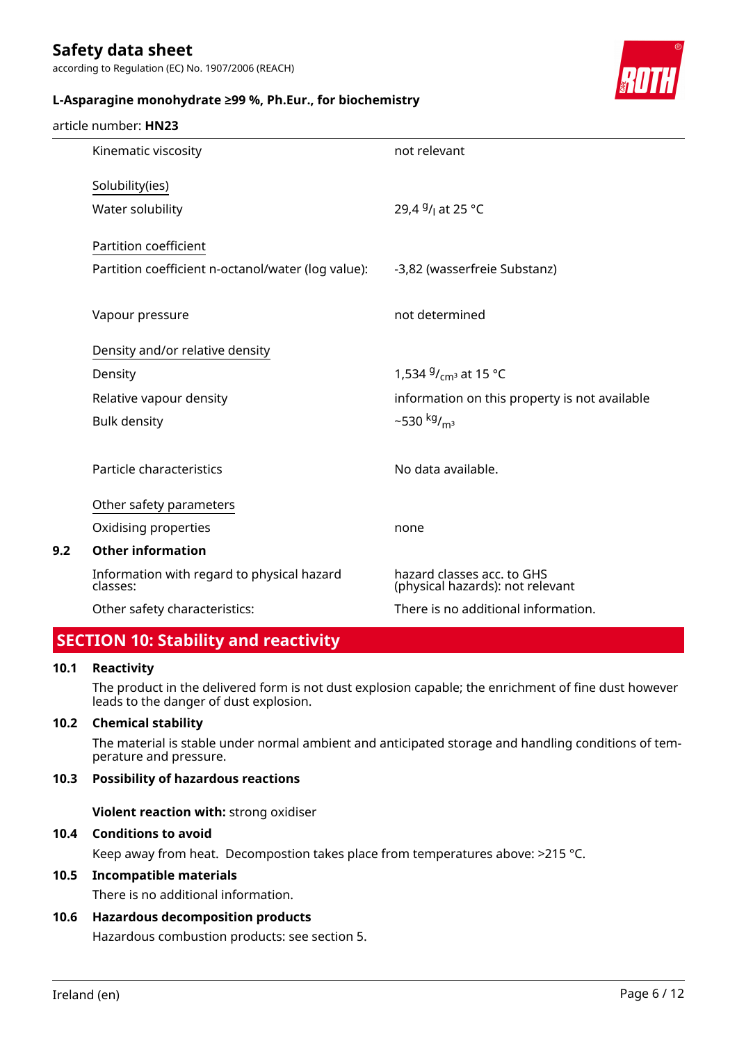| | |
|---|---|
| Kinematic viscosity | not relevant |
| Solubility(ies) | |
| Water solubility | 29,4 $^{g}/_{l}$ at 25 °C |
| Partition coefficient | |
| Partition coefficient n-octanol/water (log value): | -3,82 (wasserfreie Substanz) |
| Vapour pressure | not determined |
| Density and/or relative density | |
| Density | 1,534 $^{g}/_{cm^3}$ at 15 °C |
| Relative vapour density | information on this property is not available |
| Bulk density | ~530 $^{kg}/_{m^3}$ |
| Particle characteristics | No data available. |
| Other safety parameters | |
| Oxidising properties | none |

### 9.2 Other information

| | |
|---|---|
| Information with regard to physical hazard classes: | hazard classes acc. to GHS (physical hazards): not relevant |
| Other safety characteristics: | There is no additional information. |

## SECTION 10: Stability and reactivity

### 10.1 Reactivity

The product in the delivered form is not dust explosion capable; the enrichment of fine dust however leads to the danger of dust explosion.

### 10.2 Chemical stability

The material is stable under normal ambient and anticipated storage and handling conditions of temperature and pressure.

### 10.3 Possibility of hazardous reactions

**Violent reaction with:** strong oxidiser

### 10.4 Conditions to avoid

Keep away from heat. Decompostion takes place from temperatures above: >215 °C.

### 10.5 Incompatible materials

There is no additional information.

### 10.6 Hazardous decomposition products

Hazardous combustion products: see section 5.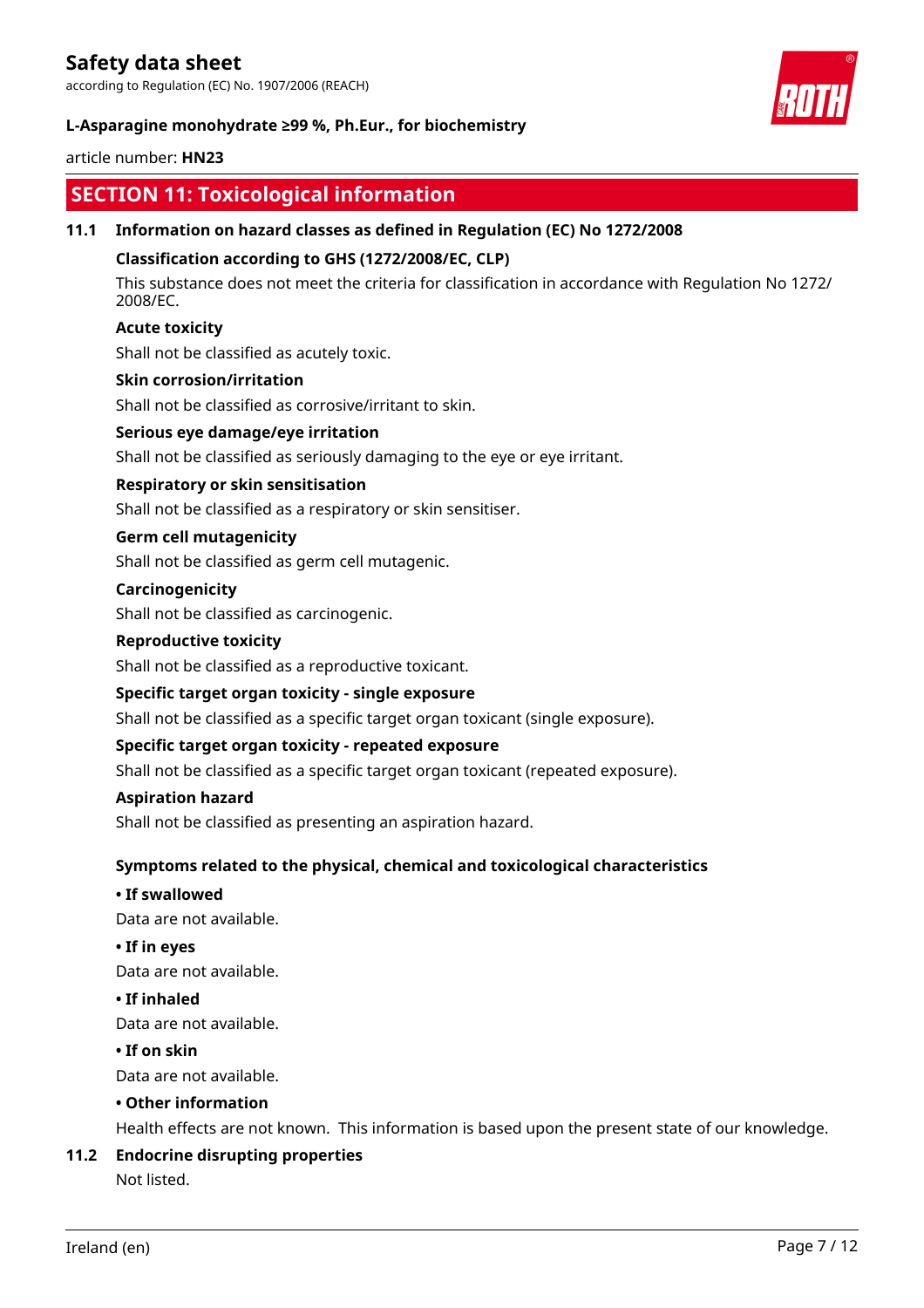## SECTION 11: Toxicological information

### 11.1 Information on hazard classes as defined in Regulation (EC) No 1272/2008

**Classification according to GHS (1272/2008/EC, CLP)**

This substance does not meet the criteria for classification in accordance with Regulation No 1272/2008/EC.

**Acute toxicity**

Shall not be classified as acutely toxic.

**Skin corrosion/irritation**

Shall not be classified as corrosive/irritant to skin.

**Serious eye damage/eye irritation**

Shall not be classified as seriously damaging to the eye or eye irritant.

**Respiratory or skin sensitisation**

Shall not be classified as a respiratory or skin sensitiser.

**Germ cell mutagenicity**

Shall not be classified as germ cell mutagenic.

**Carcinogenicity**

Shall not be classified as carcinogenic.

**Reproductive toxicity**

Shall not be classified as a reproductive toxicant.

**Specific target organ toxicity - single exposure**

Shall not be classified as a specific target organ toxicant (single exposure).

**Specific target organ toxicity - repeated exposure**

Shall not be classified as a specific target organ toxicant (repeated exposure).

**Aspiration hazard**

Shall not be classified as presenting an aspiration hazard.

**Symptoms related to the physical, chemical and toxicological characteristics**

**• If swallowed**

Data are not available.

**• If in eyes**

Data are not available.

**• If inhaled**

Data are not available.

**• If on skin**

Data are not available.

**• Other information**

Health effects are not known. This information is based upon the present state of our knowledge.

### 11.2 Endocrine disrupting properties

Not listed.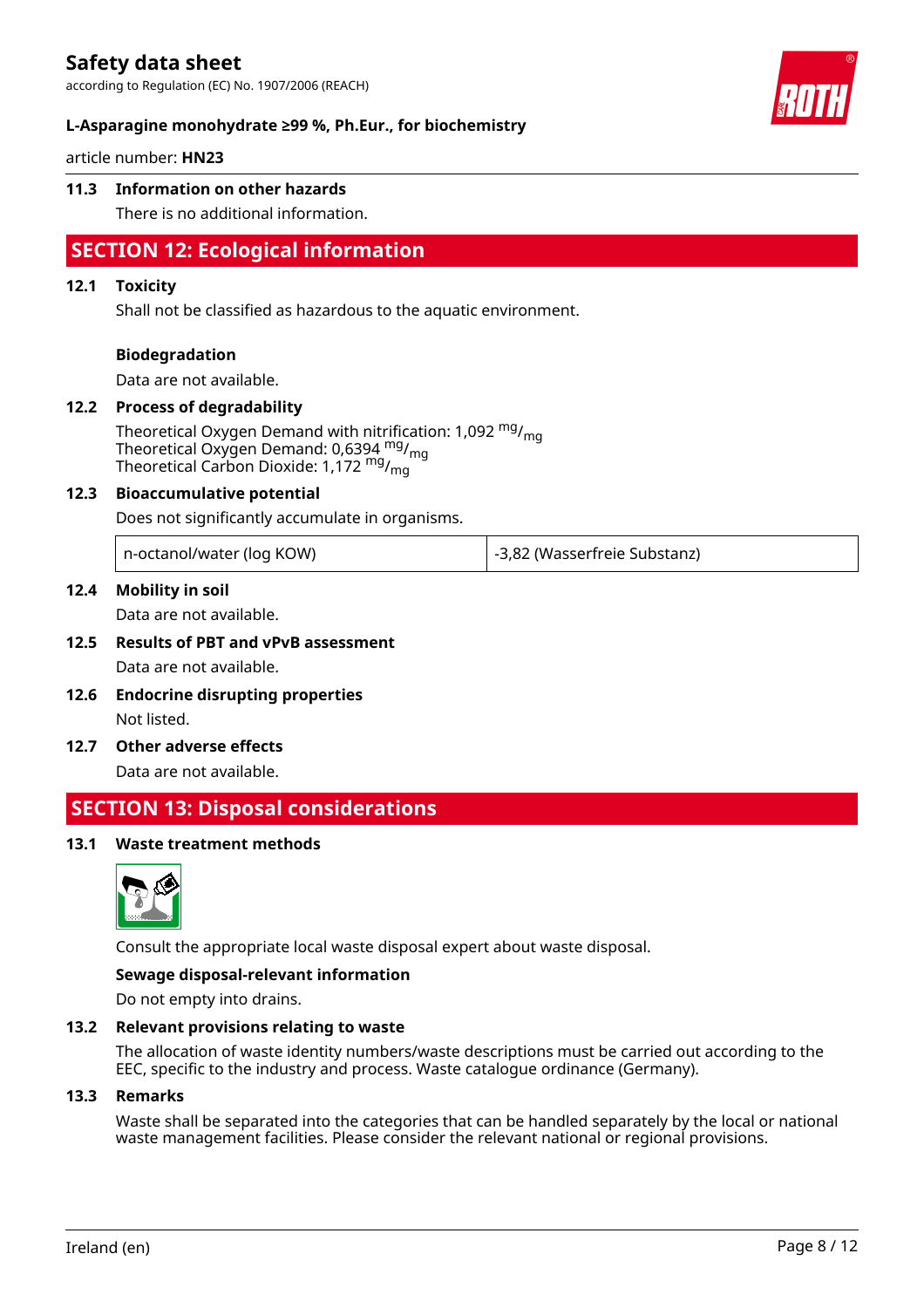### 11.3 Information on other hazards

There is no additional information.

## SECTION 12: Ecological information

### 12.1 Toxicity

Shall not be classified as hazardous to the aquatic environment.

**Biodegradation**

Data are not available.

### 12.2 Process of degradability

Theoretical Oxygen Demand with nitrification: 1,092 $^{mg}/_{mg}$
Theoretical Oxygen Demand: 0,6394 $^{mg}/_{mg}$
Theoretical Carbon Dioxide: 1,172 $^{mg}/_{mg}$

### 12.3 Bioaccumulative potential

Does not significantly accumulate in organisms.

| n-octanol/water (log KOW) | -3,82 (Wasserfreie Substanz) |
|---|---|

### 12.4 Mobility in soil

Data are not available.

### 12.5 Results of PBT and vPvB assessment

Data are not available.

### 12.6 Endocrine disrupting properties

Not listed.

### 12.7 Other adverse effects

Data are not available.

## SECTION 13: Disposal considerations

### 13.1 Waste treatment methods

Consult the appropriate local waste disposal expert about waste disposal.

**Sewage disposal-relevant information**

Do not empty into drains.

### 13.2 Relevant provisions relating to waste

The allocation of waste identity numbers/waste descriptions must be carried out according to the EEC, specific to the industry and process. Waste catalogue ordinance (Germany).

### 13.3 Remarks

Waste shall be separated into the categories that can be handled separately by the local or national waste management facilities. Please consider the relevant national or regional provisions.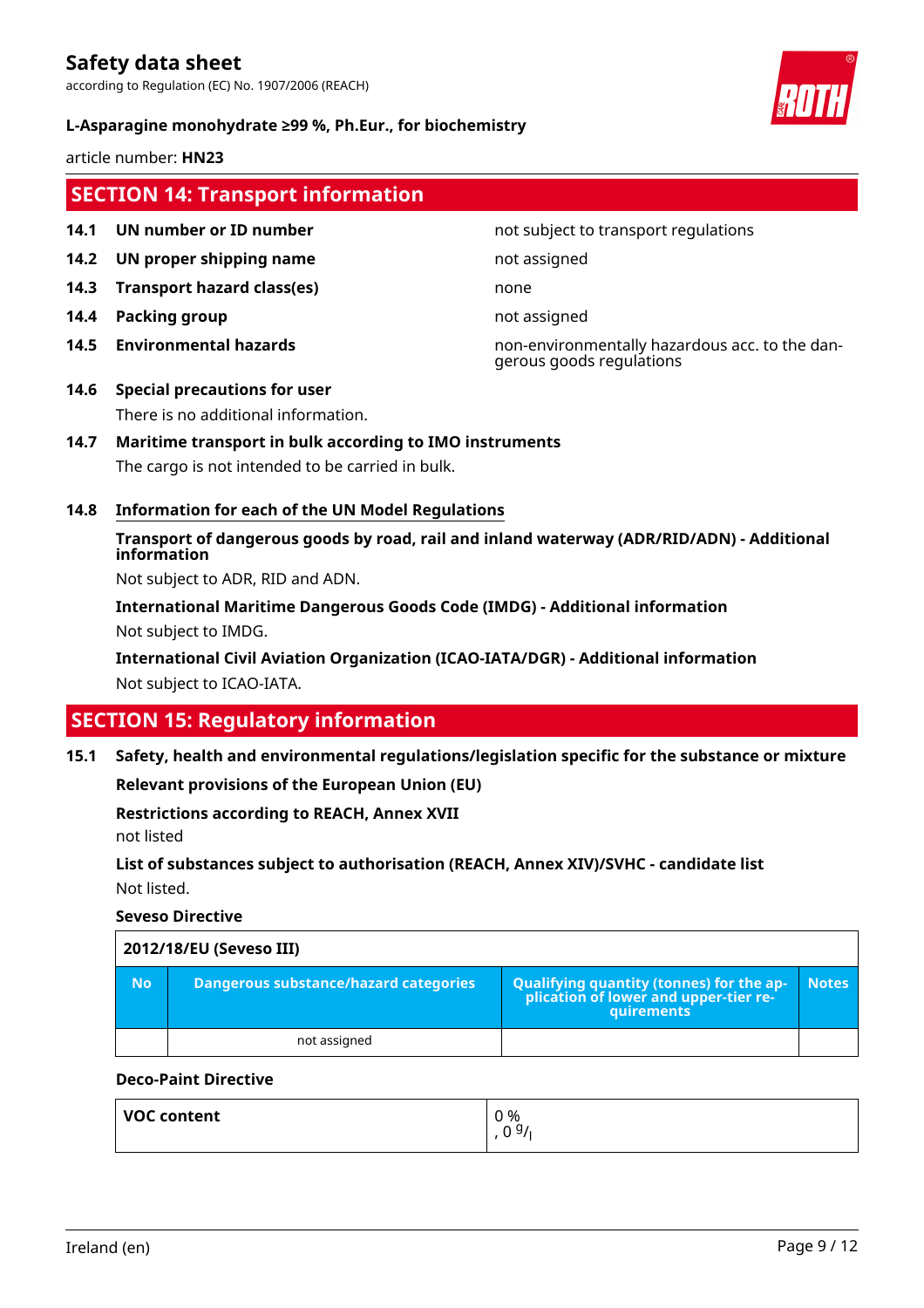## SECTION 14: Transport information

| | | |
|---|---|---|
| **14.1** | **UN number or ID number** | not subject to transport regulations |
| **14.2** | **UN proper shipping name** | not assigned |
| **14.3** | **Transport hazard class(es)** | none |
| **14.4** | **Packing group** | not assigned |
| **14.5** | **Environmental hazards** | non-environmentally hazardous acc. to the dangerous goods regulations |

**14.6 Special precautions for user**

There is no additional information.

**14.7 Maritime transport in bulk according to IMO instruments**

The cargo is not intended to be carried in bulk.

**14.8 Information for each of the UN Model Regulations**

**Transport of dangerous goods by road, rail and inland waterway (ADR/RID/ADN) - Additional information**

Not subject to ADR, RID and ADN.

**International Maritime Dangerous Goods Code (IMDG) - Additional information**

Not subject to IMDG.

**International Civil Aviation Organization (ICAO-IATA/DGR) - Additional information**

Not subject to ICAO-IATA.

## SECTION 15: Regulatory information

**15.1 Safety, health and environmental regulations/legislation specific for the substance or mixture**

**Relevant provisions of the European Union (EU)**

**Restrictions according to REACH, Annex XVII**

not listed

**List of substances subject to authorisation (REACH, Annex XIV)/SVHC - candidate list**

Not listed.

**Seveso Directive**

| 2012/18/EU (Seveso III) | | | |
|---|---|---|---|
| **No** | **Dangerous substance/hazard categories** | **Qualifying quantity (tonnes) for the application of lower and upper-tier requirements** | **Notes** |
| | not assigned | | |

**Deco-Paint Directive**

| | |
|---|---|
| **VOC content** | 0 %<br>, 0 g/l |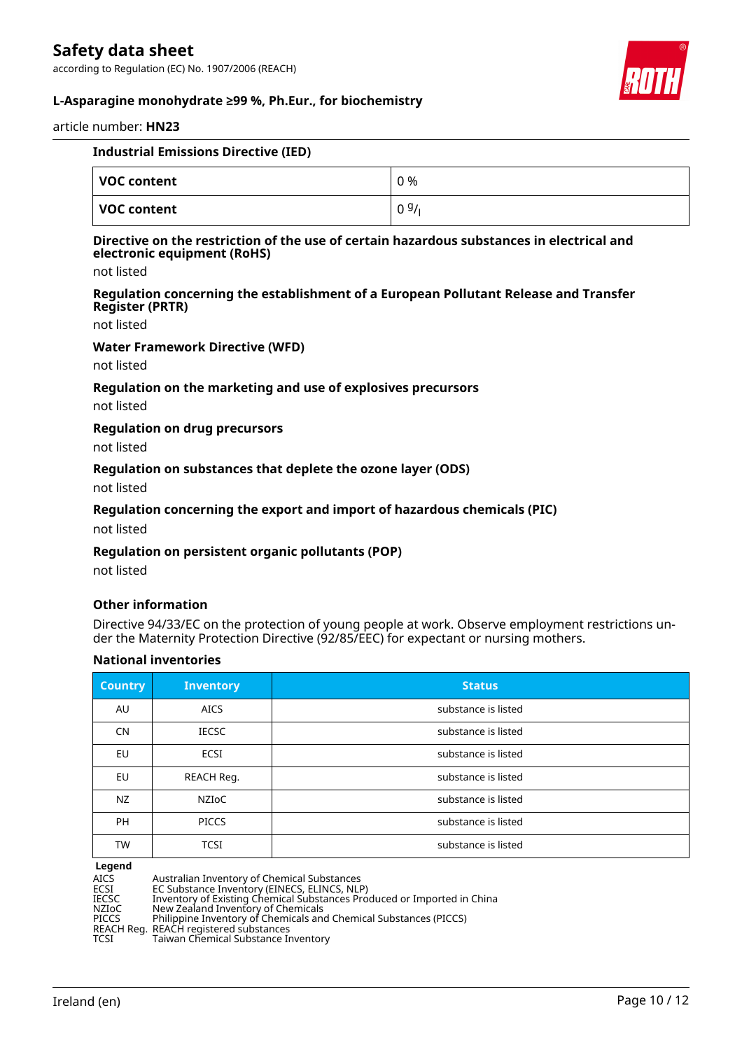**Industrial Emissions Directive (IED)**

| | |
|---|---|
| **VOC content** | 0 % |
| **VOC content** | 0 g/l |

**Directive on the restriction of the use of certain hazardous substances in electrical and electronic equipment (RoHS)**

not listed

**Regulation concerning the establishment of a European Pollutant Release and Transfer Register (PRTR)**

not listed

**Water Framework Directive (WFD)**

not listed

**Regulation on the marketing and use of explosives precursors**

not listed

**Regulation on drug precursors**

not listed

**Regulation on substances that deplete the ozone layer (ODS)**

not listed

**Regulation concerning the export and import of hazardous chemicals (PIC)**

not listed

**Regulation on persistent organic pollutants (POP)**

not listed

**Other information**

Directive 94/33/EC on the protection of young people at work. Observe employment restrictions under the Maternity Protection Directive (92/85/EEC) for expectant or nursing mothers.

**National inventories**

| Country | Inventory | Status |
|---|---|---|
| AU | AICS | substance is listed |
| CN | IECSC | substance is listed |
| EU | ECSI | substance is listed |
| EU | REACH Reg. | substance is listed |
| NZ | NZIoC | substance is listed |
| PH | PICCS | substance is listed |
| TW | TCSI | substance is listed |

**Legend**

AICS Australian Inventory of Chemical Substances
ECSI EC Substance Inventory (EINECS, ELINCS, NLP)
IECSC Inventory of Existing Chemical Substances Produced or Imported in China
NZIoC New Zealand Inventory of Chemicals
PICCS Philippine Inventory of Chemicals and Chemical Substances (PICCS)
REACH Reg. REACH registered substances
TCSI Taiwan Chemical Substance Inventory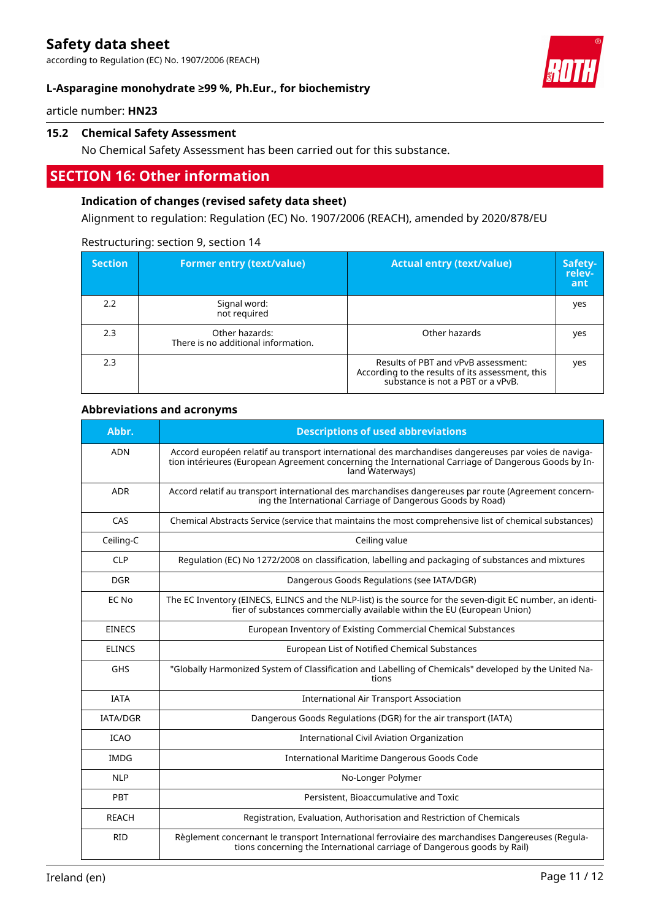### 15.2 Chemical Safety Assessment

No Chemical Safety Assessment has been carried out for this substance.

## SECTION 16: Other information

### Indication of changes (revised safety data sheet)

Alignment to regulation: Regulation (EC) No. 1907/2006 (REACH), amended by 2020/878/EU

Restructuring: section 9, section 14

| Section | Former entry (text/value) | Actual entry (text/value) | Safety-relevant |
|---|---|---|---|
| 2.2 | Signal word: not required | | yes |
| 2.3 | Other hazards: There is no additional information. | Other hazards | yes |
| 2.3 | | Results of PBT and vPvB assessment: According to the results of its assessment, this substance is not a PBT or a vPvB. | yes |

### Abbreviations and acronyms

| Abbr. | Descriptions of used abbreviations |
|---|---|
| ADN | Accord européen relatif au transport international des marchandises dangereuses par voies de navigation intérieures (European Agreement concerning the International Carriage of Dangerous Goods by Inland Waterways) |
| ADR | Accord relatif au transport international des marchandises dangereuses par route (Agreement concerning the International Carriage of Dangerous Goods by Road) |
| CAS | Chemical Abstracts Service (service that maintains the most comprehensive list of chemical substances) |
| Ceiling-C | Ceiling value |
| CLP | Regulation (EC) No 1272/2008 on classification, labelling and packaging of substances and mixtures |
| DGR | Dangerous Goods Regulations (see IATA/DGR) |
| EC No | The EC Inventory (EINECS, ELINCS and the NLP-list) is the source for the seven-digit EC number, an identifier of substances commercially available within the EU (European Union) |
| EINECS | European Inventory of Existing Commercial Chemical Substances |
| ELINCS | European List of Notified Chemical Substances |
| GHS | "Globally Harmonized System of Classification and Labelling of Chemicals" developed by the United Nations |
| IATA | International Air Transport Association |
| IATA/DGR | Dangerous Goods Regulations (DGR) for the air transport (IATA) |
| ICAO | International Civil Aviation Organization |
| IMDG | International Maritime Dangerous Goods Code |
| NLP | No-Longer Polymer |
| PBT | Persistent, Bioaccumulative and Toxic |
| REACH | Registration, Evaluation, Authorisation and Restriction of Chemicals |
| RID | Règlement concernant le transport International ferroviaire des marchandises Dangereuses (Regulations concerning the International carriage of Dangerous goods by Rail) |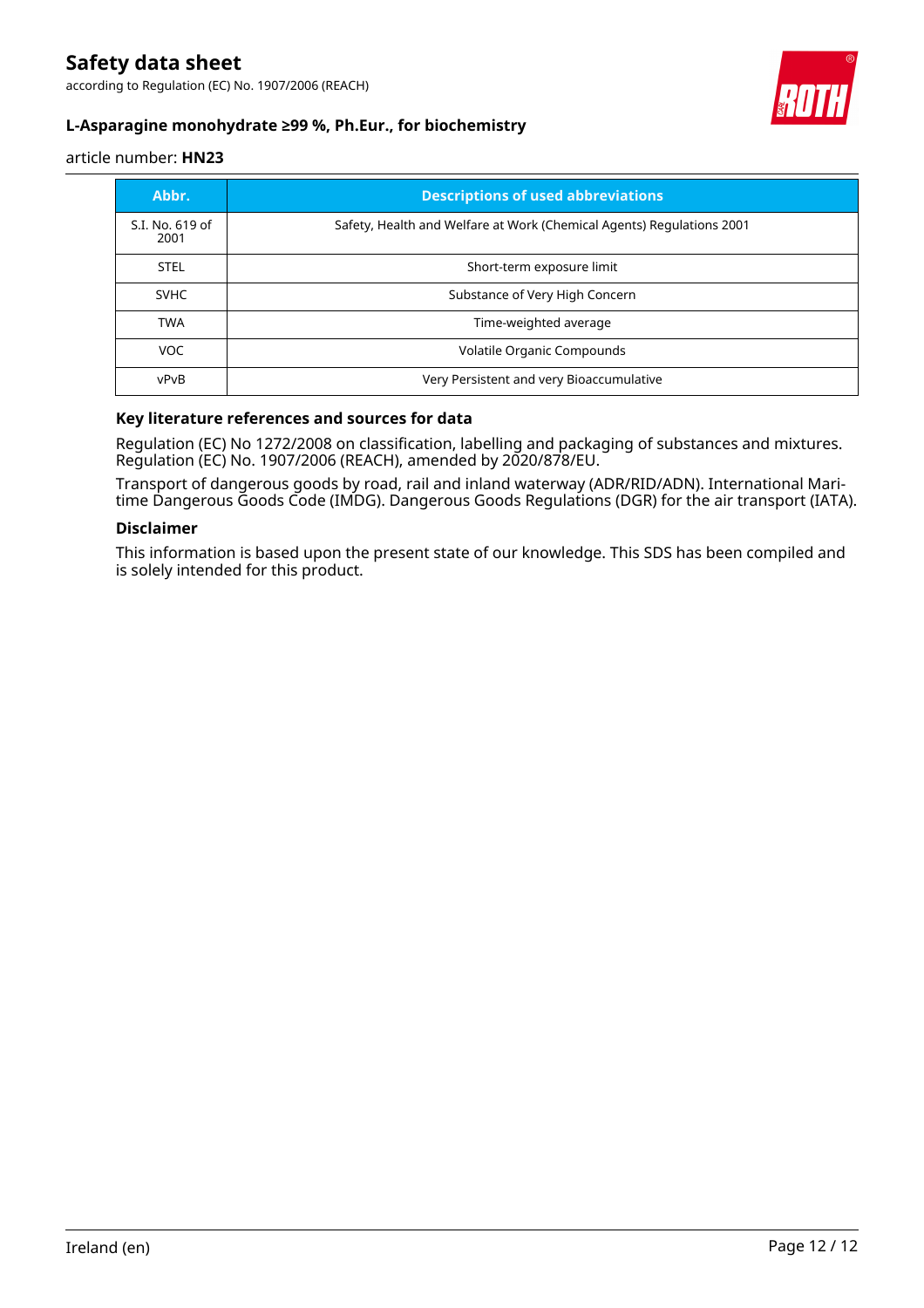| Abbr. | Descriptions of used abbreviations |
|---|---|
| S.I. No. 619 of 2001 | Safety, Health and Welfare at Work (Chemical Agents) Regulations 2001 |
| STEL | Short-term exposure limit |
| SVHC | Substance of Very High Concern |
| TWA | Time-weighted average |
| VOC | Volatile Organic Compounds |
| vPvB | Very Persistent and very Bioaccumulative |

### Key literature references and sources for data

Regulation (EC) No 1272/2008 on classification, labelling and packaging of substances and mixtures. Regulation (EC) No. 1907/2006 (REACH), amended by 2020/878/EU.

Transport of dangerous goods by road, rail and inland waterway (ADR/RID/ADN). International Maritime Dangerous Goods Code (IMDG). Dangerous Goods Regulations (DGR) for the air transport (IATA).

### Disclaimer

This information is based upon the present state of our knowledge. This SDS has been compiled and is solely intended for this product.